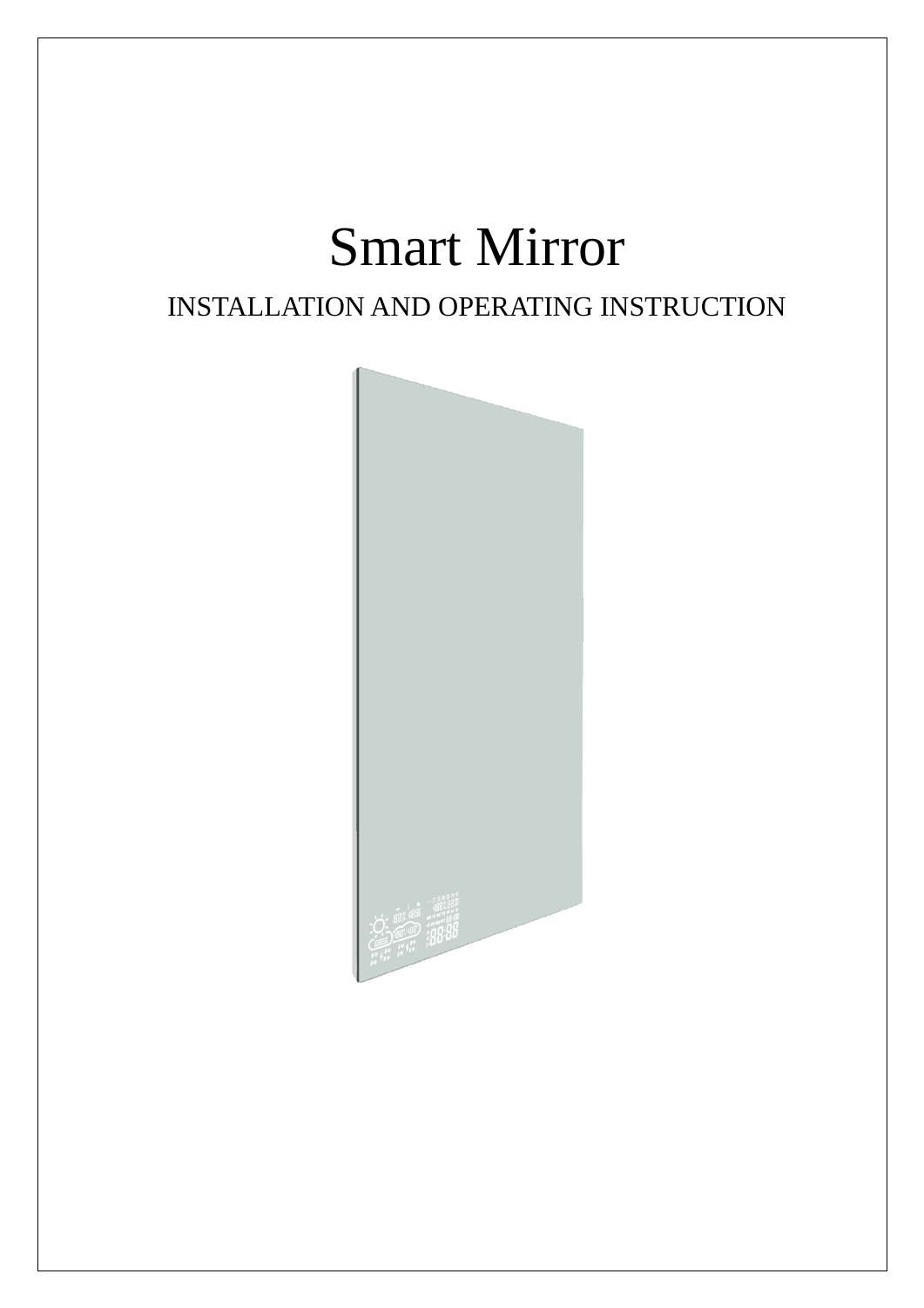# Smart Mirror

INSTALLATION AND OPERATING INSTRUCTION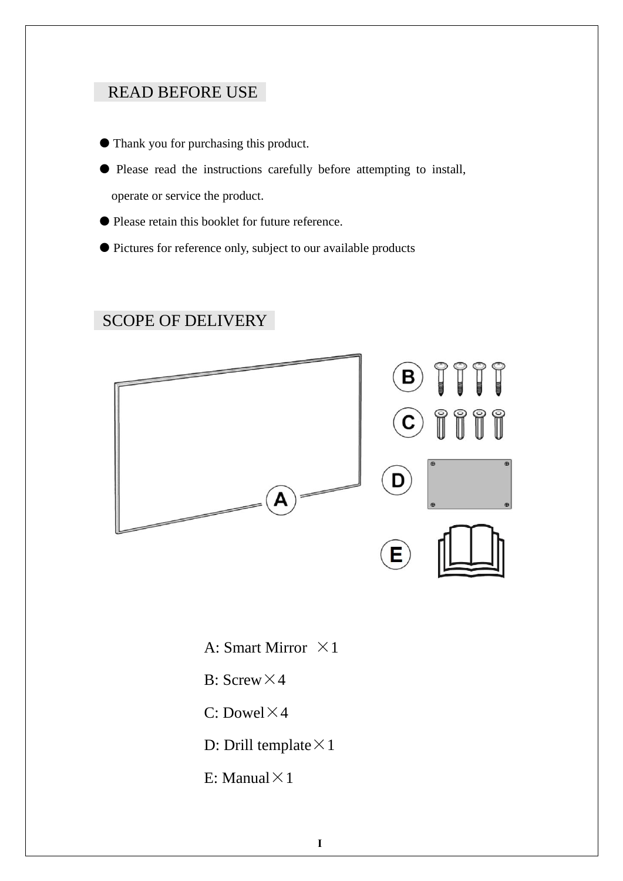## READ BEFORE USE

- Thank you for purchasing this product.
- Please read the instructions carefully before attempting to install, operate or service the product.
- Please retain this booklet for future reference.
- Pictures for reference only, subject to our available products

## SCOPE OF DELIVERY

A: Smart Mirror ×1

B: Screw×4

C: Dowel×4

D: Drill template×1

E: Manual×1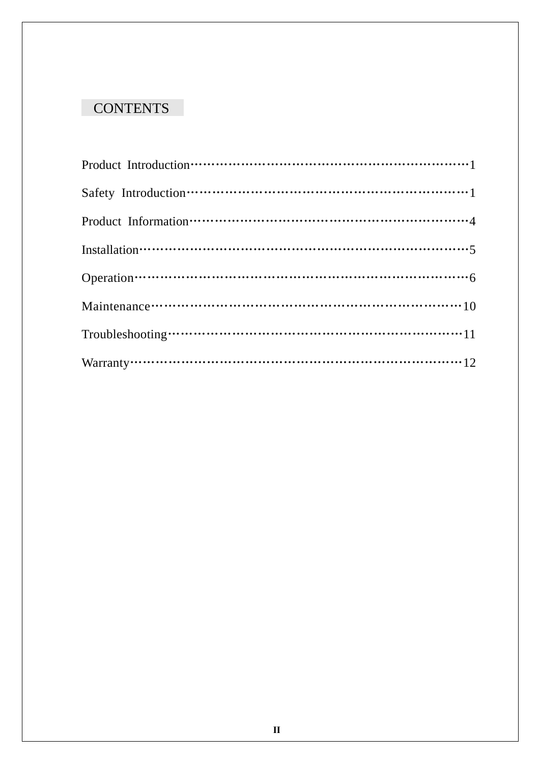# CONTENTS

Product Introduction……………………………………………………………1

Safety Introduction……………………………………………………………1

Product Information……………………………………………………………4

Installation……………………………………………………………………5

Operation………………………………………………………………………6

Maintenance…………………………………………………………………10

Troubleshooting……………………………………………………………11

Warranty………………………………………………………………………12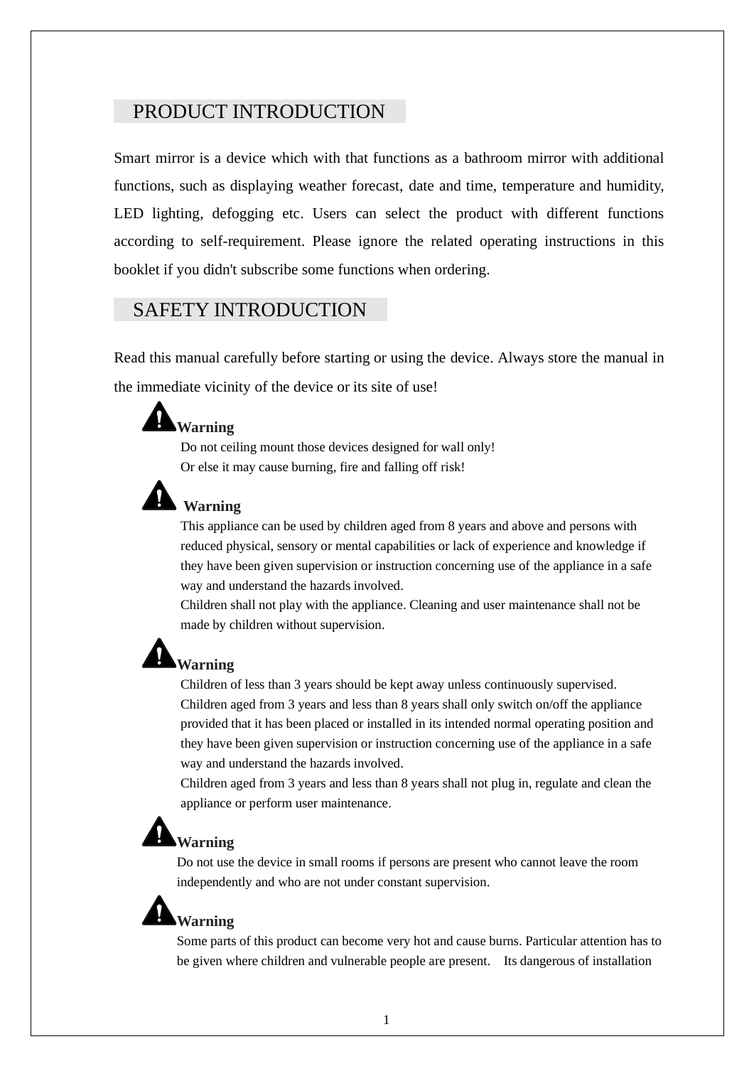## PRODUCT INTRODUCTION

Smart mirror is a device which with that functions as a bathroom mirror with additional functions, such as displaying weather forecast, date and time, temperature and humidity, LED lighting, defogging etc. Users can select the product with different functions according to self-requirement. Please ignore the related operating instructions in this booklet if you didn't subscribe some functions when ordering.

## SAFETY INTRODUCTION

Read this manual carefully before starting or using the device. Always store the manual in the immediate vicinity of the device or its site of use!

**Warning**

Do not ceiling mount those devices designed for wall only!
Or else it may cause burning, fire and falling off risk!

**Warning**

This appliance can be used by children aged from 8 years and above and persons with reduced physical, sensory or mental capabilities or lack of experience and knowledge if they have been given supervision or instruction concerning use of the appliance in a safe way and understand the hazards involved.
Children shall not play with the appliance. Cleaning and user maintenance shall not be made by children without supervision.

**Warning**

Children of less than 3 years should be kept away unless continuously supervised.
Children aged from 3 years and less than 8 years shall only switch on/off the appliance provided that it has been placed or installed in its intended normal operating position and they have been given supervision or instruction concerning use of the appliance in a safe way and understand the hazards involved.
Children aged from 3 years and less than 8 years shall not plug in, regulate and clean the appliance or perform user maintenance.

**Warning**

Do not use the device in small rooms if persons are present who cannot leave the room independently and who are not under constant supervision.

**Warning**

Some parts of this product can become very hot and cause burns. Particular attention has to be given where children and vulnerable people are present. Its dangerous of installation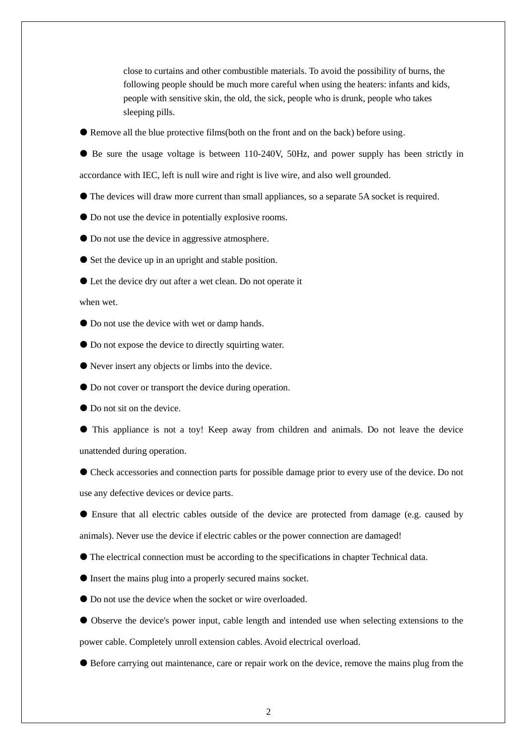close to curtains and other combustible materials. To avoid the possibility of burns, the following people should be much more careful when using the heaters: infants and kids, people with sensitive skin, the old, the sick, people who is drunk, people who takes sleeping pills.

● Remove all the blue protective films(both on the front and on the back) before using.

● Be sure the usage voltage is between 110-240V, 50Hz, and power supply has been strictly in accordance with IEC, left is null wire and right is live wire, and also well grounded.

● The devices will draw more current than small appliances, so a separate 5A socket is required.

● Do not use the device in potentially explosive rooms.

● Do not use the device in aggressive atmosphere.

● Set the device up in an upright and stable position.

● Let the device dry out after a wet clean. Do not operate it when wet.

● Do not use the device with wet or damp hands.

● Do not expose the device to directly squirting water.

● Never insert any objects or limbs into the device.

● Do not cover or transport the device during operation.

● Do not sit on the device.

● This appliance is not a toy! Keep away from children and animals. Do not leave the device unattended during operation.

● Check accessories and connection parts for possible damage prior to every use of the device. Do not use any defective devices or device parts.

● Ensure that all electric cables outside of the device are protected from damage (e.g. caused by animals). Never use the device if electric cables or the power connection are damaged!

● The electrical connection must be according to the specifications in chapter Technical data.

● Insert the mains plug into a properly secured mains socket.

● Do not use the device when the socket or wire overloaded.

● Observe the device's power input, cable length and intended use when selecting extensions to the power cable. Completely unroll extension cables. Avoid electrical overload.

● Before carrying out maintenance, care or repair work on the device, remove the mains plug from the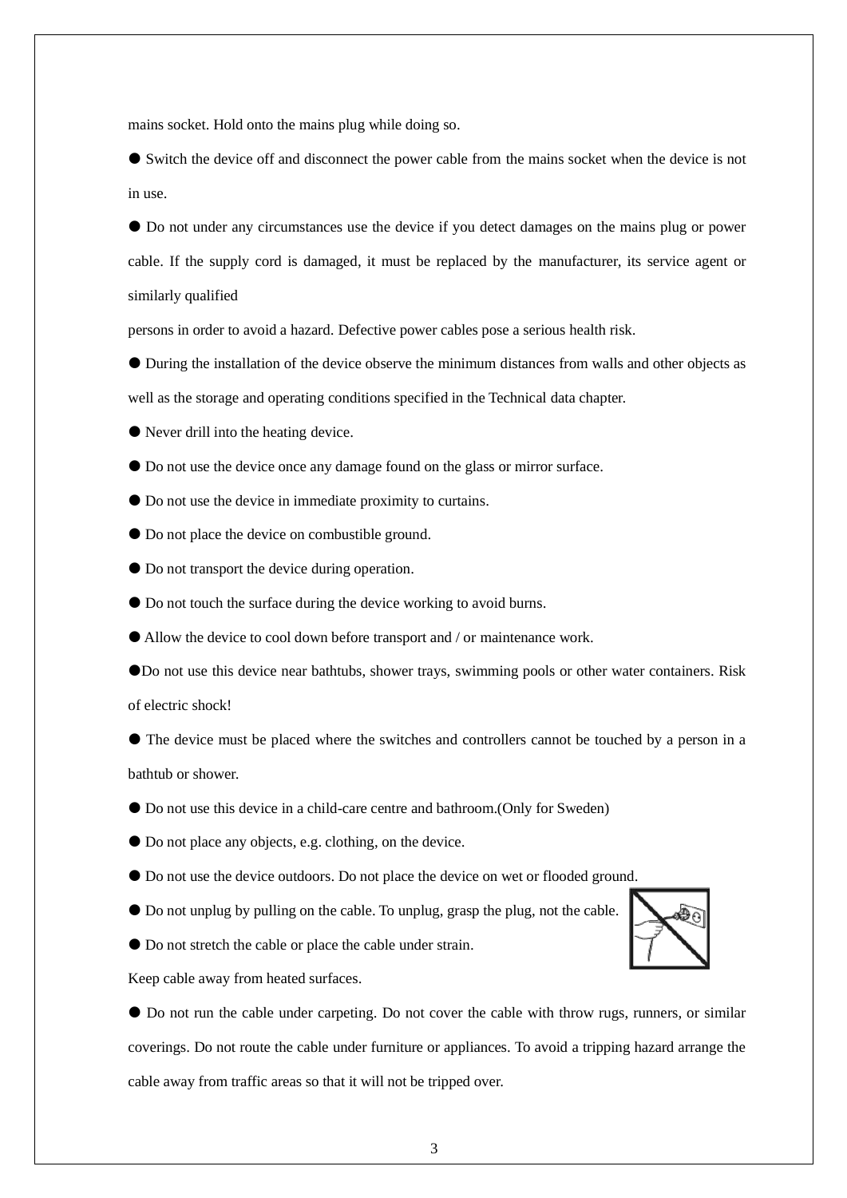mains socket. Hold onto the mains plug while doing so.

- Switch the device off and disconnect the power cable from the mains socket when the device is not in use.
- Do not under any circumstances use the device if you detect damages on the mains plug or power cable. If the supply cord is damaged, it must be replaced by the manufacturer, its service agent or similarly qualified persons in order to avoid a hazard. Defective power cables pose a serious health risk.
- During the installation of the device observe the minimum distances from walls and other objects as well as the storage and operating conditions specified in the Technical data chapter.
- Never drill into the heating device.
- Do not use the device once any damage found on the glass or mirror surface.
- Do not use the device in immediate proximity to curtains.
- Do not place the device on combustible ground.
- Do not transport the device during operation.
- Do not touch the surface during the device working to avoid burns.
- Allow the device to cool down before transport and / or maintenance work.
- Do not use this device near bathtubs, shower trays, swimming pools or other water containers. Risk of electric shock!
- The device must be placed where the switches and controllers cannot be touched by a person in a bathtub or shower.
- Do not use this device in a child-care centre and bathroom.(Only for Sweden)
- Do not place any objects, e.g. clothing, on the device.
- Do not use the device outdoors. Do not place the device on wet or flooded ground.
- Do not unplug by pulling on the cable. To unplug, grasp the plug, not the cable.
- Do not stretch the cable or place the cable under strain.

Keep cable away from heated surfaces.

- Do not run the cable under carpeting. Do not cover the cable with throw rugs, runners, or similar coverings. Do not route the cable under furniture or appliances. To avoid a tripping hazard arrange the cable away from traffic areas so that it will not be tripped over.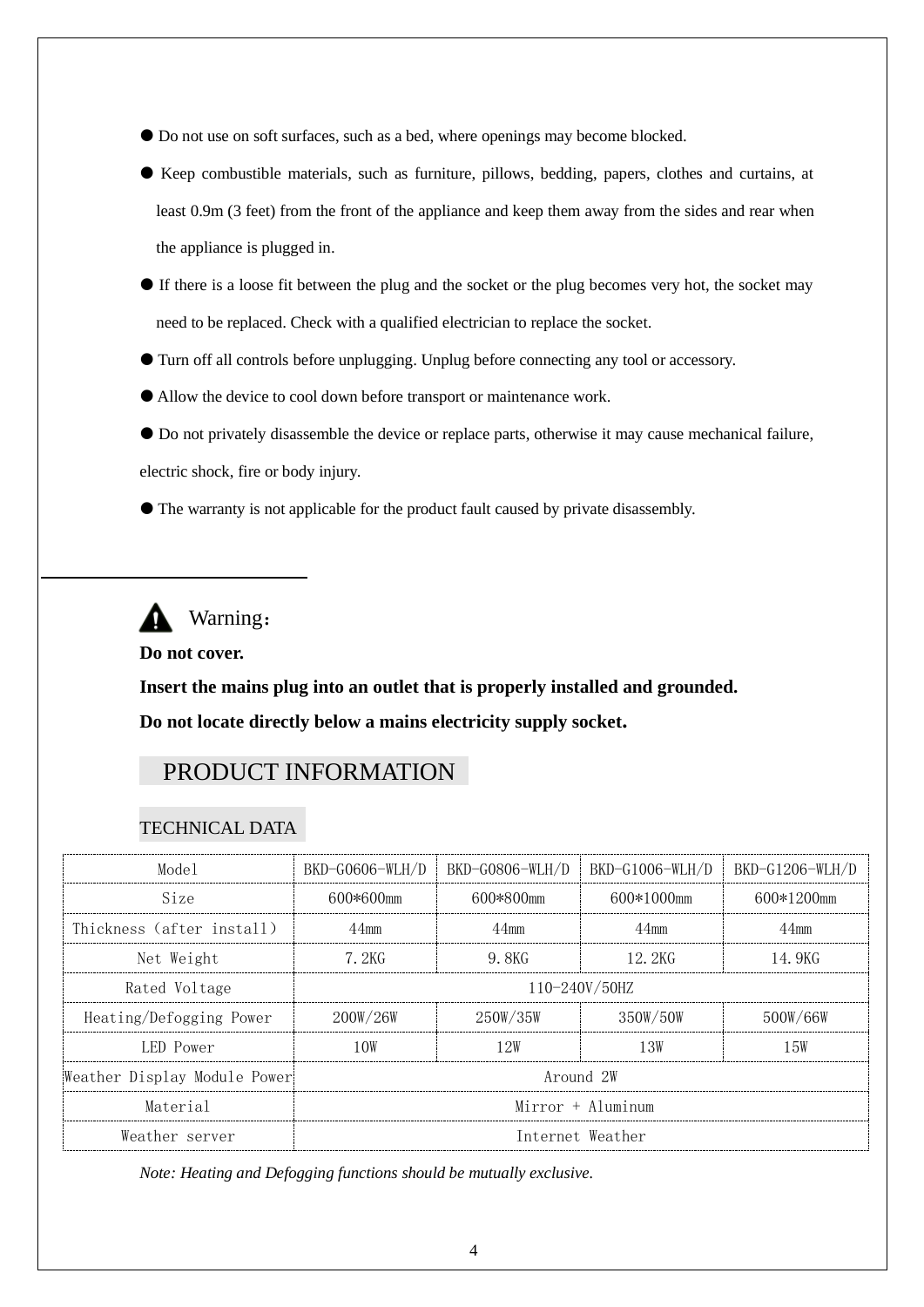- Do not use on soft surfaces, such as a bed, where openings may become blocked.
- Keep combustible materials, such as furniture, pillows, bedding, papers, clothes and curtains, at least 0.9m (3 feet) from the front of the appliance and keep them away from the sides and rear when the appliance is plugged in.
- If there is a loose fit between the plug and the socket or the plug becomes very hot, the socket may need to be replaced. Check with a qualified electrician to replace the socket.
- Turn off all controls before unplugging. Unplug before connecting any tool or accessory.
- Allow the device to cool down before transport or maintenance work.
- Do not privately disassemble the device or replace parts, otherwise it may cause mechanical failure, electric shock, fire or body injury.
- The warranty is not applicable for the product fault caused by private disassembly.

---

⚠ Warning：

**Do not cover.**

**Insert the mains plug into an outlet that is properly installed and grounded.**

**Do not locate directly below a mains electricity supply socket.**

## PRODUCT INFORMATION

### TECHNICAL DATA

| Model | BKD-G0606-WLH/D | BKD-G0806-WLH/D | BKD-G1006-WLH/D | BKD-G1206-WLH/D |
|---|---|---|---|---|
| Size | 600*600mm | 600*800mm | 600*1000mm | 600*1200mm |
| Thickness (after install) | 44mm | 44mm | 44mm | 44mm |
| Net Weight | 7.2KG | 9.8KG | 12.2KG | 14.9KG |
| Rated Voltage | 110-240V/50HZ | | | |
| Heating/Defogging Power | 200W/26W | 250W/35W | 350W/50W | 500W/66W |
| LED Power | 10W | 12W | 13W | 15W |
| Weather Display Module Power | Around 2W | | | |
| Material | Mirror + Aluminum | | | |
| Weather server | Internet Weather | | | |

*Note: Heating and Defogging functions should be mutually exclusive.*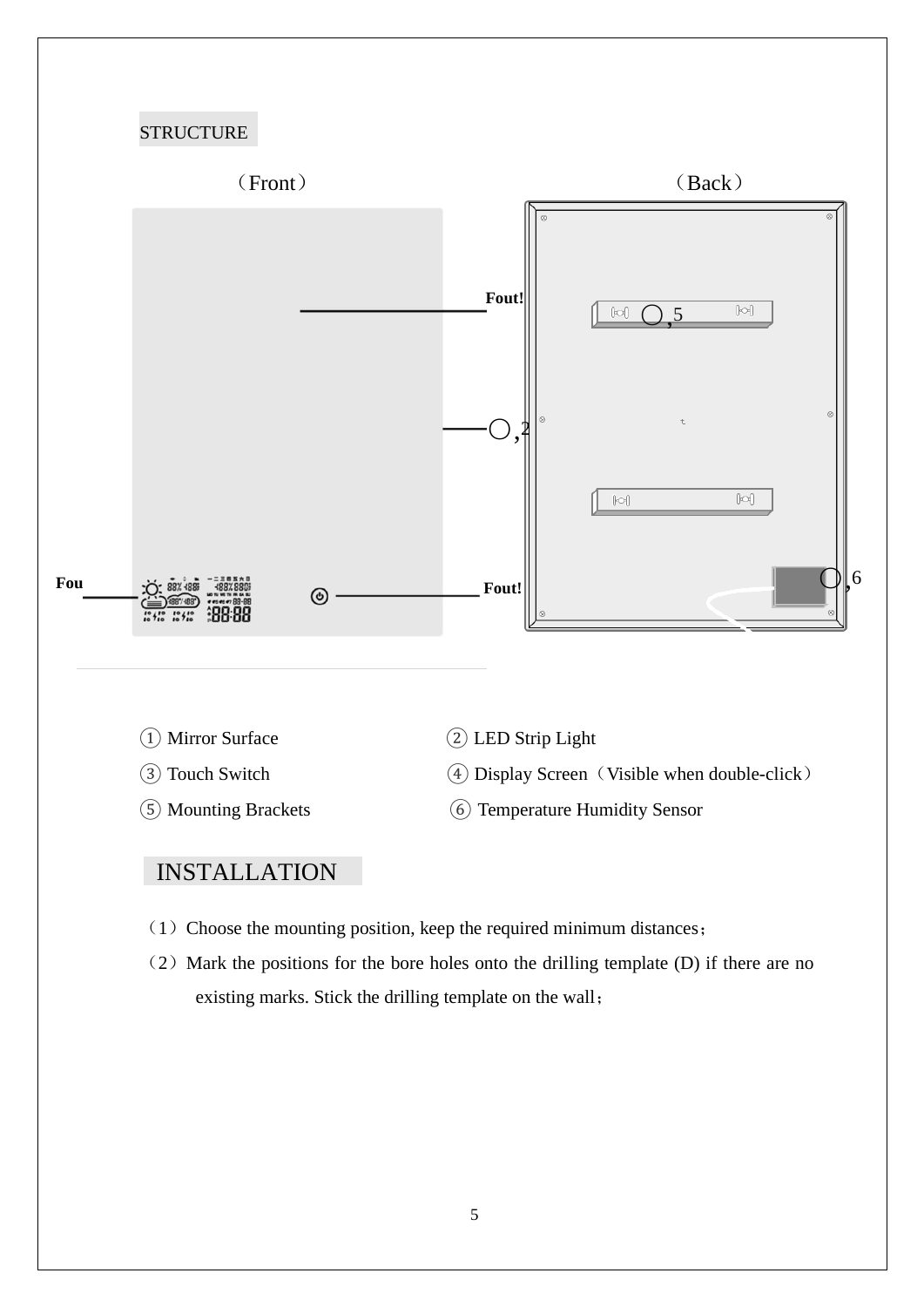## STRUCTURE

（Front）　　　　　　　　　　　　　（Back）

Fout!　○,5

○,2

Fou　　Fout!　○,6

① Mirror Surface　　② LED Strip Light

③ Touch Switch　　④ Display Screen（Visible when double-click）

⑤ Mounting Brackets　　⑥ Temperature Humidity Sensor

## INSTALLATION

（1）Choose the mounting position, keep the required minimum distances；

（2）Mark the positions for the bore holes onto the drilling template (D) if there are no existing marks. Stick the drilling template on the wall；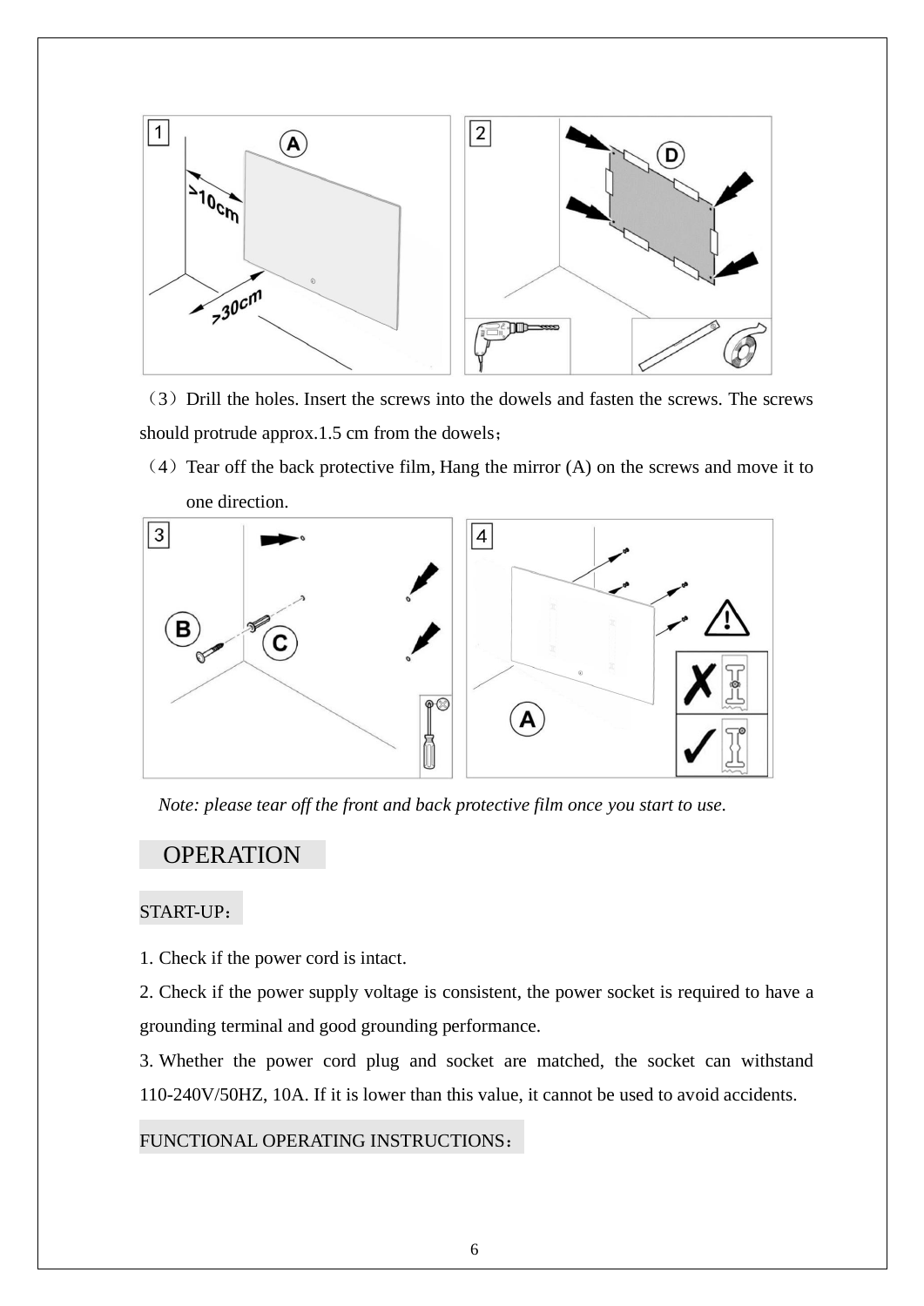（3）Drill the holes. Insert the screws into the dowels and fasten the screws. The screws should protrude approx.1.5 cm from the dowels；

（4）Tear off the back protective film, Hang the mirror (A) on the screws and move it to one direction.

*Note: please tear off the front and back protective film once you start to use.*

## OPERATION

### START-UP：

1. Check if the power cord is intact.
2. Check if the power supply voltage is consistent, the power socket is required to have a grounding terminal and good grounding performance.
3. Whether the power cord plug and socket are matched, the socket can withstand 110-240V/50HZ, 10A. If it is lower than this value, it cannot be used to avoid accidents.

### FUNCTIONAL OPERATING INSTRUCTIONS：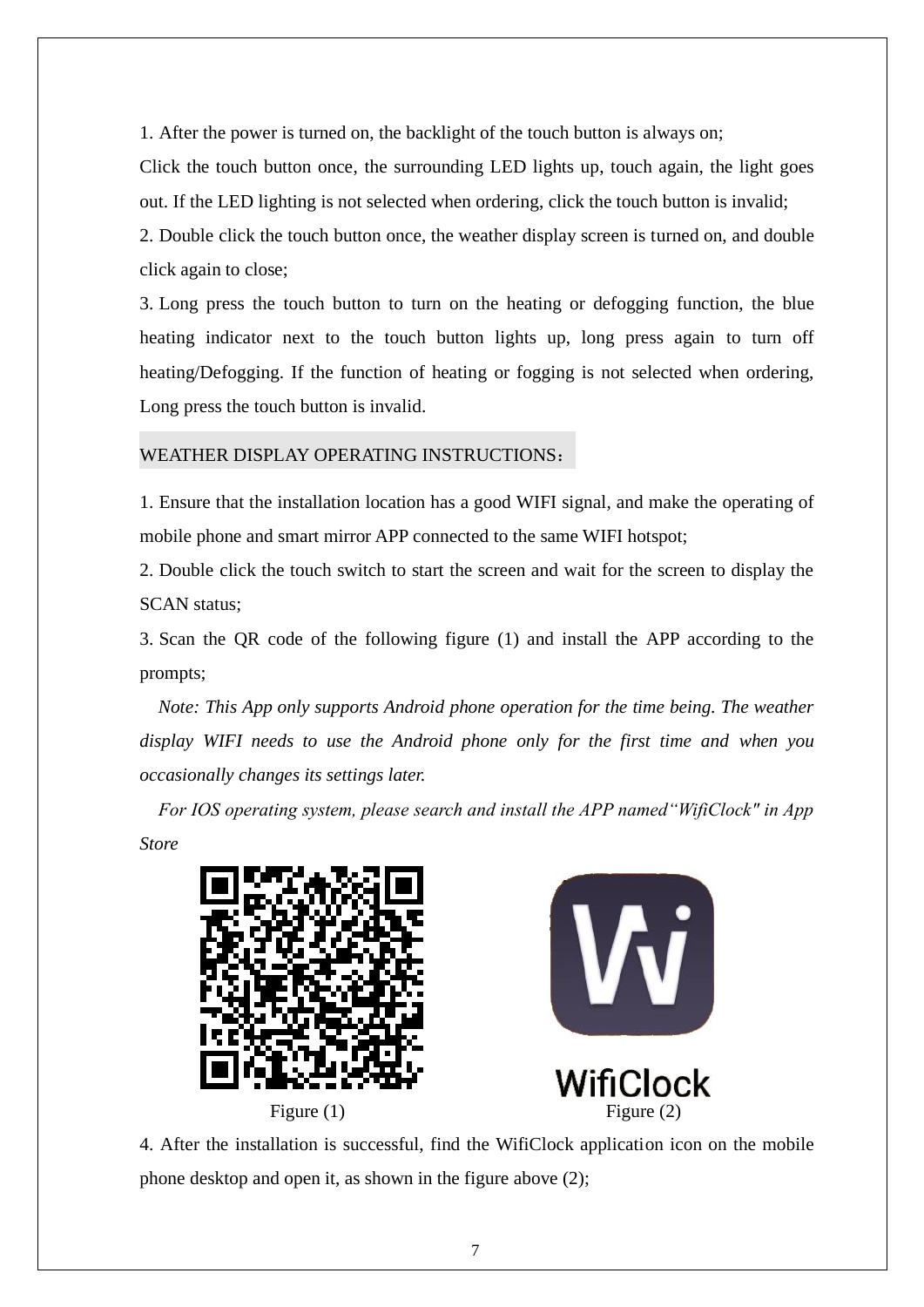1. After the power is turned on, the backlight of the touch button is always on;

Click the touch button once, the surrounding LED lights up, touch again, the light goes out. If the LED lighting is not selected when ordering, click the touch button is invalid;

2. Double click the touch button once, the weather display screen is turned on, and double click again to close;

3. Long press the touch button to turn on the heating or defogging function, the blue heating indicator next to the touch button lights up, long press again to turn off heating/Defogging. If the function of heating or fogging is not selected when ordering, Long press the touch button is invalid.

## WEATHER DISPLAY OPERATING INSTRUCTIONS：

1. Ensure that the installation location has a good WIFI signal, and make the operating of mobile phone and smart mirror APP connected to the same WIFI hotspot;

2. Double click the touch switch to start the screen and wait for the screen to display the SCAN status;

3. Scan the QR code of the following figure (1) and install the APP according to the prompts;

*Note: This App only supports Android phone operation for the time being. The weather display WIFI needs to use the Android phone only for the first time and when you occasionally changes its settings later.*

*For IOS operating system, please search and install the APP named"WifiClock" in App Store*

Figure (1)

WifiClock

Figure (2)

4. After the installation is successful, find the WifiClock application icon on the mobile phone desktop and open it, as shown in the figure above (2);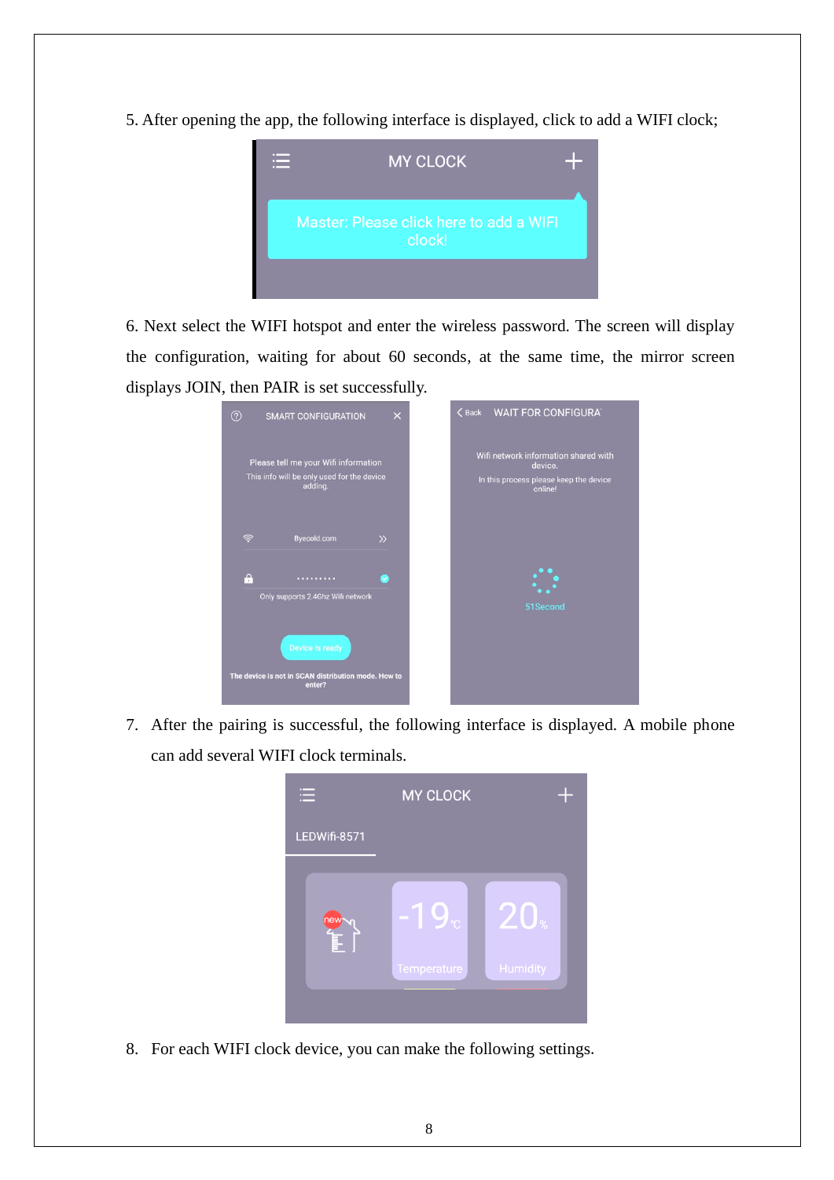5. After opening the app, the following interface is displayed, click to add a WIFI clock;

6. Next select the WIFI hotspot and enter the wireless password. The screen will display the configuration, waiting for about 60 seconds, at the same time, the mirror screen displays JOIN, then PAIR is set successfully.

7. After the pairing is successful, the following interface is displayed. A mobile phone can add several WIFI clock terminals.

8. For each WIFI clock device, you can make the following settings.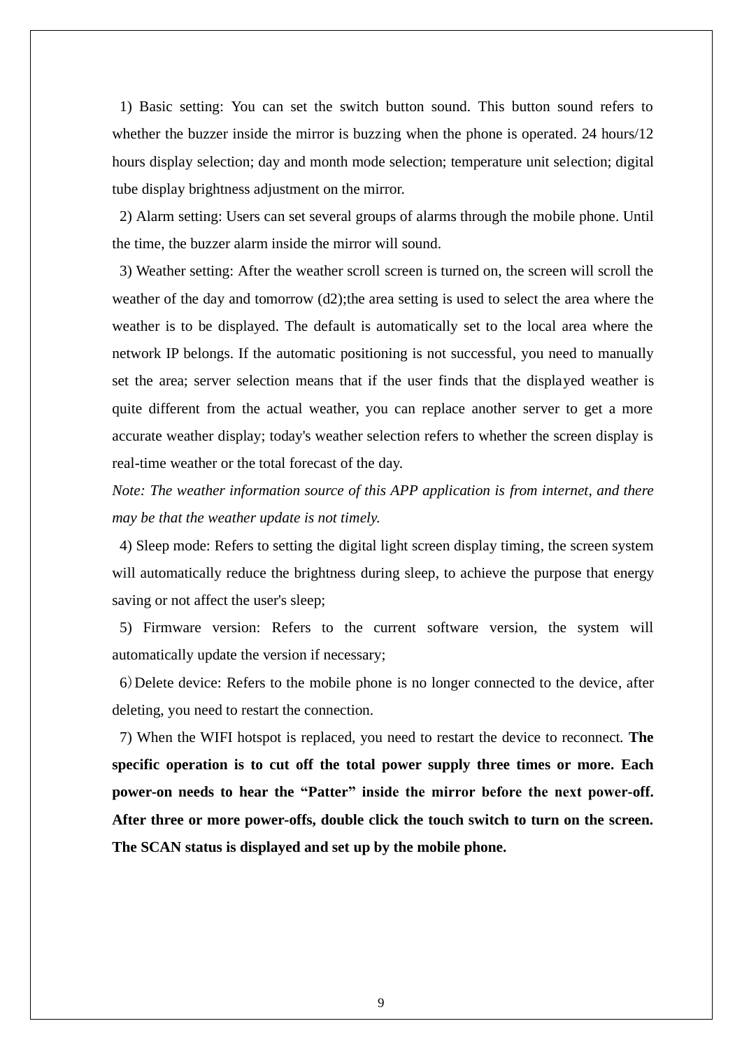1) Basic setting: You can set the switch button sound. This button sound refers to whether the buzzer inside the mirror is buzzing when the phone is operated. 24 hours/12 hours display selection; day and month mode selection; temperature unit selection; digital tube display brightness adjustment on the mirror.

2) Alarm setting: Users can set several groups of alarms through the mobile phone. Until the time, the buzzer alarm inside the mirror will sound.

3) Weather setting: After the weather scroll screen is turned on, the screen will scroll the weather of the day and tomorrow (d2);the area setting is used to select the area where the weather is to be displayed. The default is automatically set to the local area where the network IP belongs. If the automatic positioning is not successful, you need to manually set the area; server selection means that if the user finds that the displayed weather is quite different from the actual weather, you can replace another server to get a more accurate weather display; today's weather selection refers to whether the screen display is real-time weather or the total forecast of the day.

*Note: The weather information source of this APP application is from internet, and there may be that the weather update is not timely.*

4) Sleep mode: Refers to setting the digital light screen display timing, the screen system will automatically reduce the brightness during sleep, to achieve the purpose that energy saving or not affect the user's sleep;

5) Firmware version: Refers to the current software version, the system will automatically update the version if necessary;

6）Delete device: Refers to the mobile phone is no longer connected to the device, after deleting, you need to restart the connection.

7) When the WIFI hotspot is replaced, you need to restart the device to reconnect. **The specific operation is to cut off the total power supply three times or more. Each power-on needs to hear the “Patter” inside the mirror before the next power-off. After three or more power-offs, double click the touch switch to turn on the screen. The SCAN status is displayed and set up by the mobile phone.**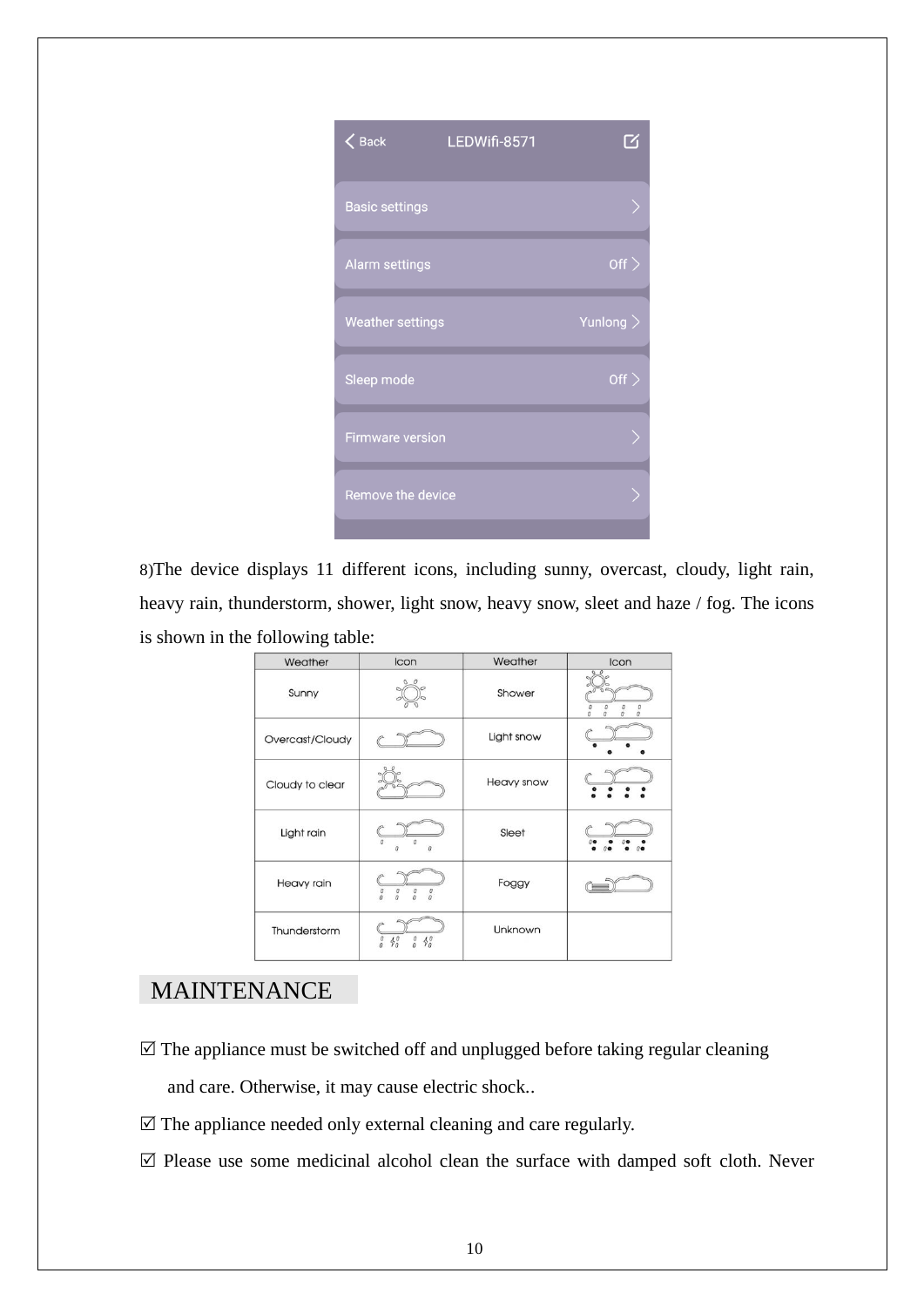8)The device displays 11 different icons, including sunny, overcast, cloudy, light rain, heavy rain, thunderstorm, shower, light snow, heavy snow, sleet and haze / fog. The icons is shown in the following table:

| Weather | Icon | Weather | Icon |
|---|---|---|---|
| Sunny | | Shower | |
| Overcast/Cloudy | | Light snow | |
| Cloudy to clear | | Heavy snow | |
| Light rain | | Sleet | |
| Heavy rain | | Foggy | |
| Thunderstorm | | Unknown | |

## MAINTENANCE

☑ The appliance must be switched off and unplugged before taking regular cleaning and care. Otherwise, it may cause electric shock..

☑ The appliance needed only external cleaning and care regularly.

☑ Please use some medicinal alcohol clean the surface with damped soft cloth. Never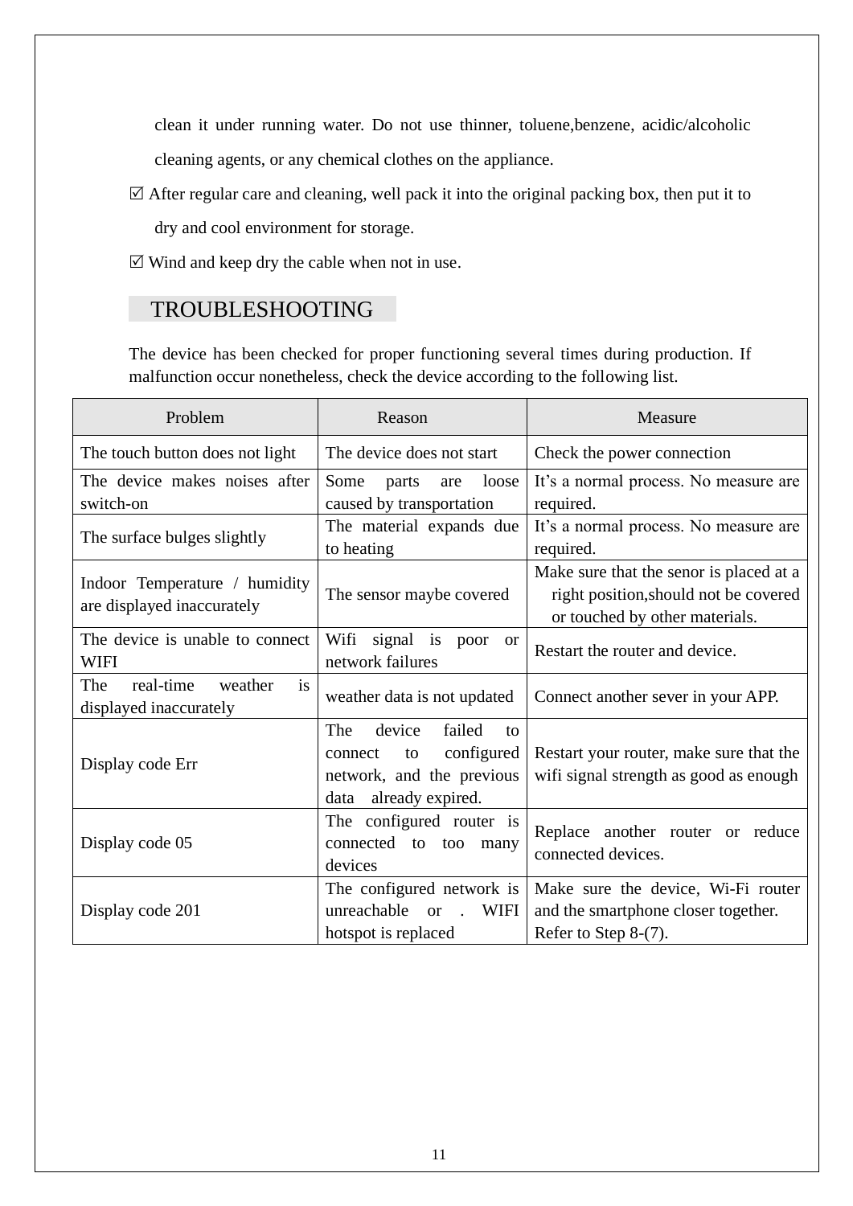clean it under running water. Do not use thinner, toluene,benzene, acidic/alcoholic cleaning agents, or any chemical clothes on the appliance.

☑ After regular care and cleaning, well pack it into the original packing box, then put it to dry and cool environment for storage.

☑ Wind and keep dry the cable when not in use.

## TROUBLESHOOTING

The device has been checked for proper functioning several times during production. If malfunction occur nonetheless, check the device according to the following list.

| Problem | Reason | Measure |
|---|---|---|
| The touch button does not light | The device does not start | Check the power connection |
| The device makes noises after switch-on | Some parts are loose caused by transportation | It's a normal process. No measure are required. |
| The surface bulges slightly | The material expands due to heating | It's a normal process. No measure are required. |
| Indoor Temperature / humidity are displayed inaccurately | The sensor maybe covered | Make sure that the senor is placed at a right position,should not be covered or touched by other materials. |
| The device is unable to connect WIFI | Wifi signal is poor or network failures | Restart the router and device. |
| The real-time weather is displayed inaccurately | weather data is not updated | Connect another sever in your APP. |
| Display code Err | The device failed to connect to configured network, and the previous data already expired. | Restart your router, make sure that the wifi signal strength as good as enough |
| Display code 05 | The configured router is connected to too many devices | Replace another router or reduce connected devices. |
| Display code 201 | The configured network is unreachable or . WIFI hotspot is replaced | Make sure the device, Wi-Fi router and the smartphone closer together. Refer to Step 8-(7). |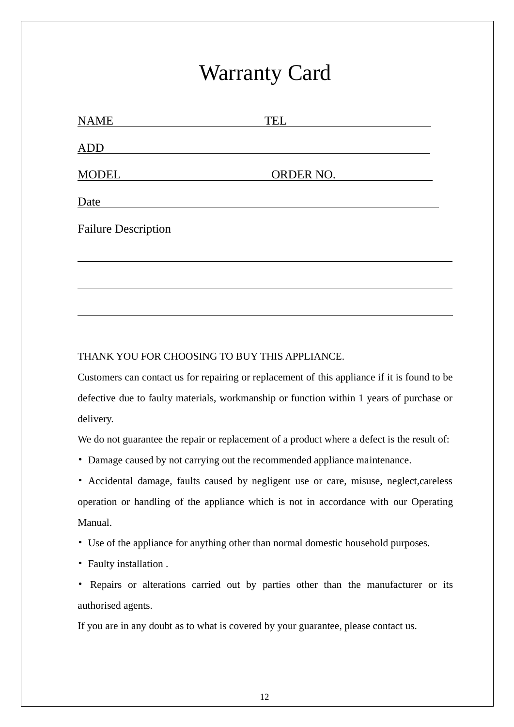# Warranty Card

NAME \_\_\_\_\_\_\_\_\_\_\_\_\_\_\_\_\_\_\_\_ TEL \_\_\_\_\_\_\_\_\_\_\_\_\_\_\_\_\_\_\_\_

ADD \_\_\_\_\_\_\_\_\_\_\_\_\_\_\_\_\_\_\_\_\_\_\_\_\_\_\_\_\_\_\_\_\_\_\_\_\_\_\_\_

MODEL \_\_\_\_\_\_\_\_\_\_\_\_\_\_\_\_\_\_\_\_ ORDER NO. \_\_\_\_\_\_\_\_\_\_\_\_\_\_\_\_\_\_\_\_

Date \_\_\_\_\_\_\_\_\_\_\_\_\_\_\_\_\_\_\_\_\_\_\_\_\_\_\_\_\_\_\_\_\_\_\_\_\_\_\_\_

Failure Description

\_\_\_\_\_\_\_\_\_\_\_\_\_\_\_\_\_\_\_\_\_\_\_\_\_\_\_\_\_\_\_\_\_\_\_\_\_\_\_\_\_\_\_\_

\_\_\_\_\_\_\_\_\_\_\_\_\_\_\_\_\_\_\_\_\_\_\_\_\_\_\_\_\_\_\_\_\_\_\_\_\_\_\_\_\_\_\_\_

\_\_\_\_\_\_\_\_\_\_\_\_\_\_\_\_\_\_\_\_\_\_\_\_\_\_\_\_\_\_\_\_\_\_\_\_\_\_\_\_\_\_\_\_

THANK YOU FOR CHOOSING TO BUY THIS APPLIANCE.

Customers can contact us for repairing or replacement of this appliance if it is found to be defective due to faulty materials, workmanship or function within 1 years of purchase or delivery.

We do not guarantee the repair or replacement of a product where a defect is the result of:

- Damage caused by not carrying out the recommended appliance maintenance.
- Accidental damage, faults caused by negligent use or care, misuse, neglect,careless operation or handling of the appliance which is not in accordance with our Operating Manual.
- Use of the appliance for anything other than normal domestic household purposes.
- Faulty installation .
- Repairs or alterations carried out by parties other than the manufacturer or its authorised agents.

If you are in any doubt as to what is covered by your guarantee, please contact us.